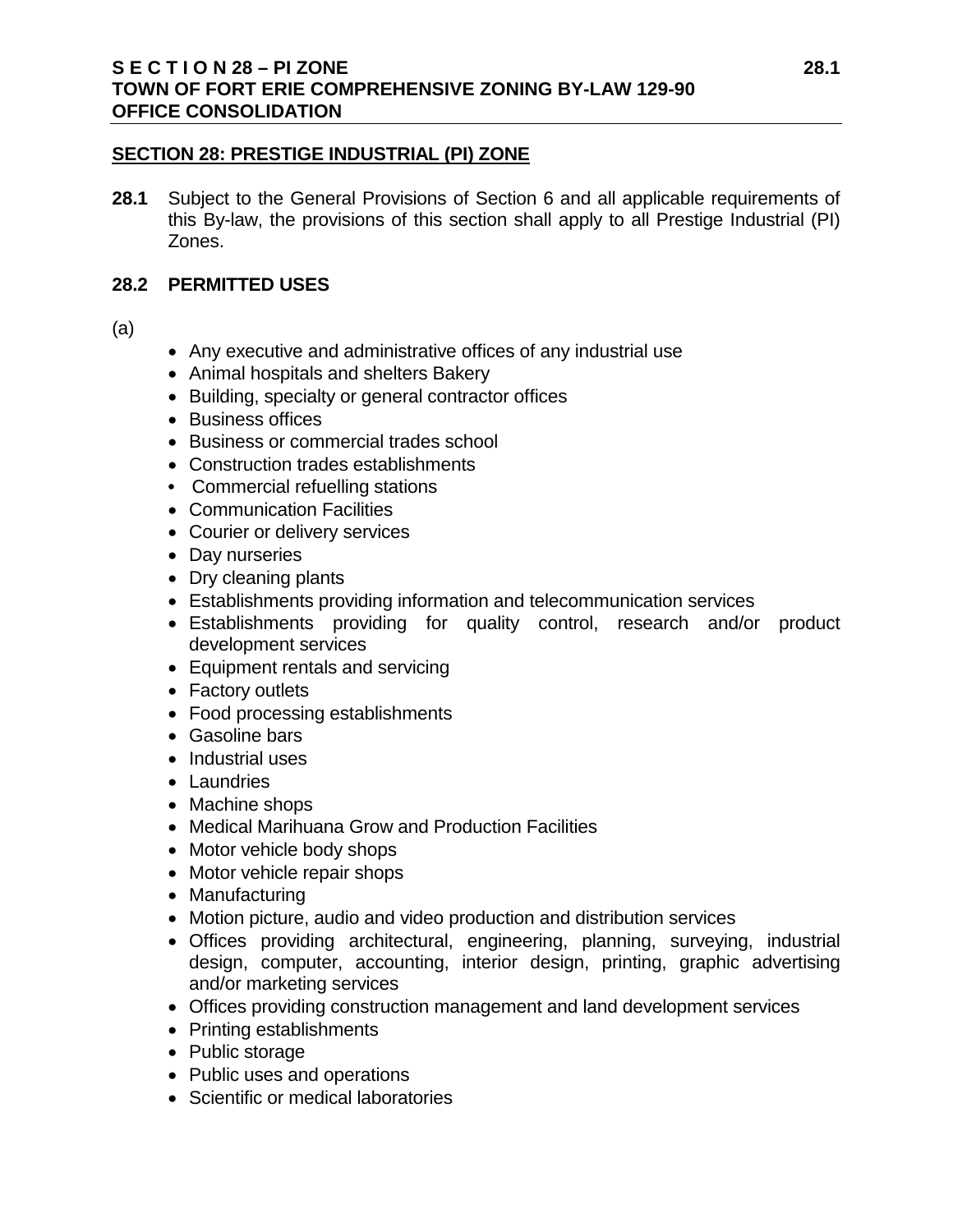## SECTION 28: PRESTIGE INDUSTRIAL (PI) ZONE

**28.1** Subject to the General Provisions of Section 6 and all applicable requirements of this By-law, the provisions of this section shall apply to all Prestige Industrial (PI) Zones.

### 28.2 PERMITTED USES

(a)

- Any executive and administrative offices of any industrial use
- Animal hospitals and shelters Bakery
- Building, specialty or general contractor offices
- Business offices
- Business or commercial trades school
- Construction trades establishments
- Commercial refuelling stations
- Communication Facilities
- Courier or delivery services
- Day nurseries
- Dry cleaning plants
- Establishments providing information and telecommunication services
- Establishments providing for quality control, research and/or product development services
- Equipment rentals and servicing
- Factory outlets
- Food processing establishments
- Gasoline bars
- Industrial uses
- Laundries
- Machine shops
- Medical Marihuana Grow and Production Facilities
- Motor vehicle body shops
- Motor vehicle repair shops
- Manufacturing
- Motion picture, audio and video production and distribution services
- Offices providing architectural, engineering, planning, surveying, industrial design, computer, accounting, interior design, printing, graphic advertising and/or marketing services
- Offices providing construction management and land development services
- Printing establishments
- Public storage
- Public uses and operations
- Scientific or medical laboratories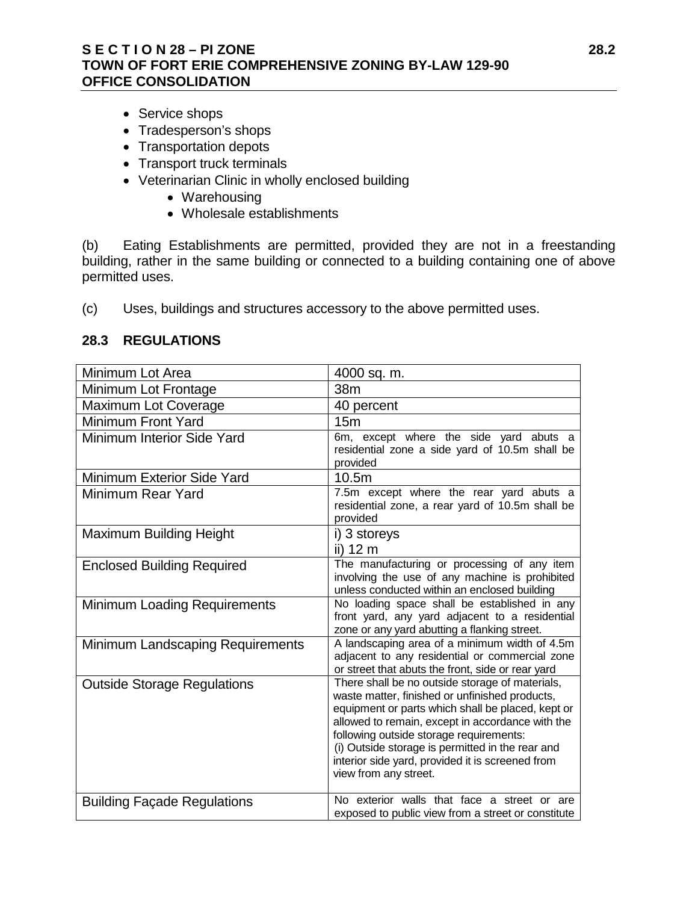- Service shops
- Tradesperson's shops
- Transportation depots
- Transport truck terminals
- Veterinarian Clinic in wholly enclosed building
  - Warehousing
  - Wholesale establishments

(b) Eating Establishments are permitted, provided they are not in a freestanding building, rather in the same building or connected to a building containing one of above permitted uses.

(c) Uses, buildings and structures accessory to the above permitted uses.

## 28.3 REGULATIONS

| | |
|---|---|
| Minimum Lot Area | 4000 sq. m. |
| Minimum Lot Frontage | 38m |
| Maximum Lot Coverage | 40 percent |
| Minimum Front Yard | 15m |
| Minimum Interior Side Yard | 6m, except where the side yard abuts a residential zone a side yard of 10.5m shall be provided |
| Minimum Exterior Side Yard | 10.5m |
| Minimum Rear Yard | 7.5m except where the rear yard abuts a residential zone, a rear yard of 10.5m shall be provided |
| Maximum Building Height | i) 3 storeys<br>ii) 12 m |
| Enclosed Building Required | The manufacturing or processing of any item involving the use of any machine is prohibited unless conducted within an enclosed building |
| Minimum Loading Requirements | No loading space shall be established in any front yard, any yard adjacent to a residential zone or any yard abutting a flanking street. |
| Minimum Landscaping Requirements | A landscaping area of a minimum width of 4.5m adjacent to any residential or commercial zone or street that abuts the front, side or rear yard |
| Outside Storage Regulations | There shall be no outside storage of materials, waste matter, finished or unfinished products, equipment or parts which shall be placed, kept or allowed to remain, except in accordance with the following outside storage requirements:<br>(i) Outside storage is permitted in the rear and interior side yard, provided it is screened from view from any street. |
| Building Façade Regulations | No exterior walls that face a street or are exposed to public view from a street or constitute |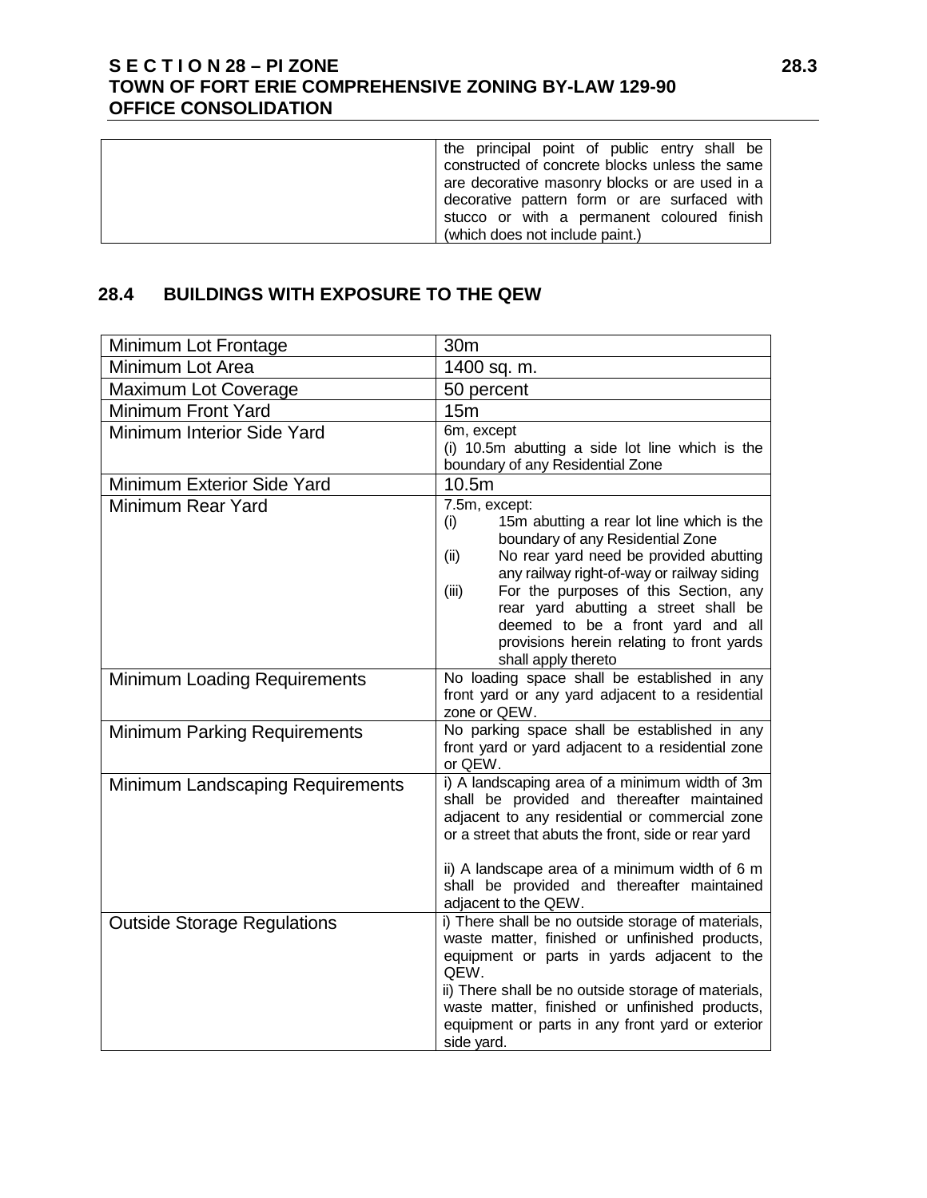| | the principal point of public entry shall be constructed of concrete blocks unless the same are decorative masonry blocks or are used in a decorative pattern form or are surfaced with stucco or with a permanent coloured finish (which does not include paint.) |
|---|---|

## 28.4 BUILDINGS WITH EXPOSURE TO THE QEW

| | |
|---|---|
| Minimum Lot Frontage | 30m |
| Minimum Lot Area | 1400 sq. m. |
| Maximum Lot Coverage | 50 percent |
| Minimum Front Yard | 15m |
| Minimum Interior Side Yard | 6m, except<br>(i) 10.5m abutting a side lot line which is the boundary of any Residential Zone |
| Minimum Exterior Side Yard | 10.5m |
| Minimum Rear Yard | 7.5m, except:<br>(i) 15m abutting a rear lot line which is the boundary of any Residential Zone<br>(ii) No rear yard need be provided abutting any railway right-of-way or railway siding<br>(iii) For the purposes of this Section, any rear yard abutting a street shall be deemed to be a front yard and all provisions herein relating to front yards shall apply thereto |
| Minimum Loading Requirements | No loading space shall be established in any front yard or any yard adjacent to a residential zone or QEW. |
| Minimum Parking Requirements | No parking space shall be established in any front yard or yard adjacent to a residential zone or QEW. |
| Minimum Landscaping Requirements | i) A landscaping area of a minimum width of 3m shall be provided and thereafter maintained adjacent to any residential or commercial zone or a street that abuts the front, side or rear yard<br><br>ii) A landscape area of a minimum width of 6 m shall be provided and thereafter maintained adjacent to the QEW. |
| Outside Storage Regulations | i) There shall be no outside storage of materials, waste matter, finished or unfinished products, equipment or parts in yards adjacent to the QEW.<br>ii) There shall be no outside storage of materials, waste matter, finished or unfinished products, equipment or parts in any front yard or exterior side yard. |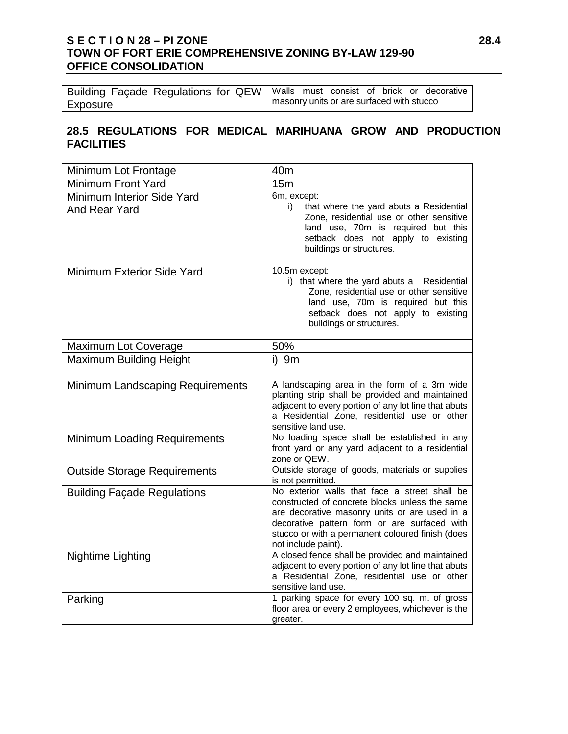| Building Façade Regulations for QEW Exposure | Walls must consist of brick or decorative masonry units or are surfaced with stucco |
|---|---|

## 28.5 REGULATIONS FOR MEDICAL MARIHUANA GROW AND PRODUCTION FACILITIES

| Minimum Lot Frontage | 40m |
|---|---|
| Minimum Front Yard | 15m |
| Minimum Interior Side Yard And Rear Yard | 6m, except: i) that where the yard abuts a Residential Zone, residential use or other sensitive land use, 70m is required but this setback does not apply to existing buildings or structures. |
| Minimum Exterior Side Yard | 10.5m except: i) that where the yard abuts a Residential Zone, residential use or other sensitive land use, 70m is required but this setback does not apply to existing buildings or structures. |
| Maximum Lot Coverage | 50% |
| Maximum Building Height | i) 9m |
| Minimum Landscaping Requirements | A landscaping area in the form of a 3m wide planting strip shall be provided and maintained adjacent to every portion of any lot line that abuts a Residential Zone, residential use or other sensitive land use. |
| Minimum Loading Requirements | No loading space shall be established in any front yard or any yard adjacent to a residential zone or QEW. |
| Outside Storage Requirements | Outside storage of goods, materials or supplies is not permitted. |
| Building Façade Regulations | No exterior walls that face a street shall be constructed of concrete blocks unless the same are decorative masonry units or are used in a decorative pattern form or are surfaced with stucco or with a permanent coloured finish (does not include paint). |
| Nightime Lighting | A closed fence shall be provided and maintained adjacent to every portion of any lot line that abuts a Residential Zone, residential use or other sensitive land use. |
| Parking | 1 parking space for every 100 sq. m. of gross floor area or every 2 employees, whichever is the greater. |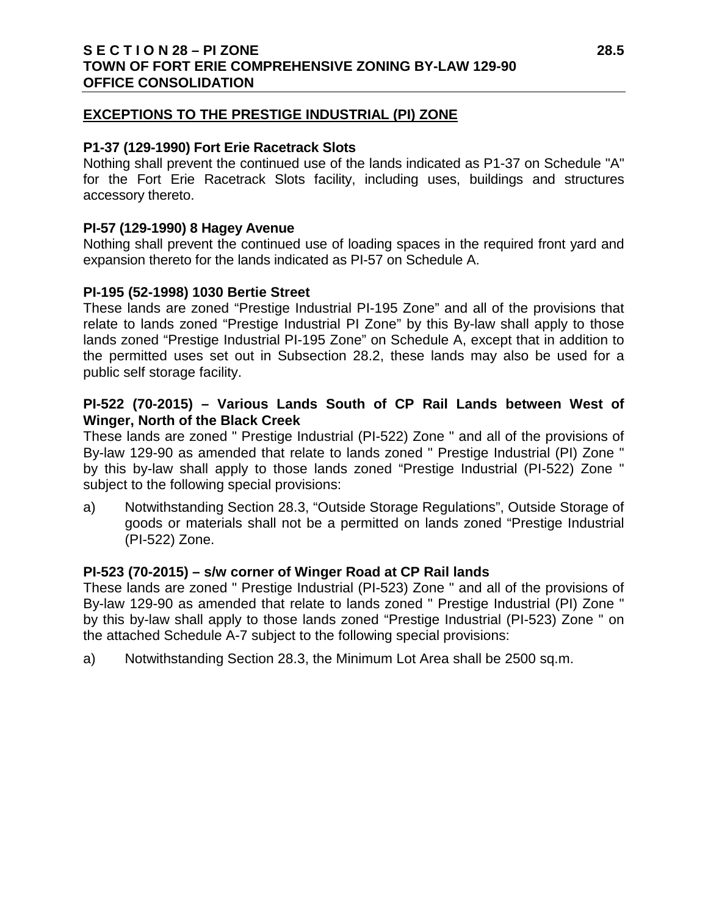## EXCEPTIONS TO THE PRESTIGE INDUSTRIAL (PI) ZONE

### P1-37 (129-1990) Fort Erie Racetrack Slots

Nothing shall prevent the continued use of the lands indicated as P1-37 on Schedule "A" for the Fort Erie Racetrack Slots facility, including uses, buildings and structures accessory thereto.

### PI-57 (129-1990) 8 Hagey Avenue

Nothing shall prevent the continued use of loading spaces in the required front yard and expansion thereto for the lands indicated as PI-57 on Schedule A.

### PI-195 (52-1998) 1030 Bertie Street

These lands are zoned “Prestige Industrial PI-195 Zone” and all of the provisions that relate to lands zoned “Prestige Industrial PI Zone” by this By-law shall apply to those lands zoned “Prestige Industrial PI-195 Zone” on Schedule A, except that in addition to the permitted uses set out in Subsection 28.2, these lands may also be used for a public self storage facility.

### PI-522 (70-2015) – Various Lands South of CP Rail Lands between West of Winger, North of the Black Creek

These lands are zoned " Prestige Industrial (PI-522) Zone " and all of the provisions of By-law 129-90 as amended that relate to lands zoned " Prestige Industrial (PI) Zone " by this by-law shall apply to those lands zoned “Prestige Industrial (PI-522) Zone " subject to the following special provisions:

a) Notwithstanding Section 28.3, “Outside Storage Regulations”, Outside Storage of goods or materials shall not be a permitted on lands zoned “Prestige Industrial (PI-522) Zone.

### PI-523 (70-2015) – s/w corner of Winger Road at CP Rail lands

These lands are zoned " Prestige Industrial (PI-523) Zone " and all of the provisions of By-law 129-90 as amended that relate to lands zoned " Prestige Industrial (PI) Zone " by this by-law shall apply to those lands zoned “Prestige Industrial (PI-523) Zone " on the attached Schedule A-7 subject to the following special provisions:

a) Notwithstanding Section 28.3, the Minimum Lot Area shall be 2500 sq.m.